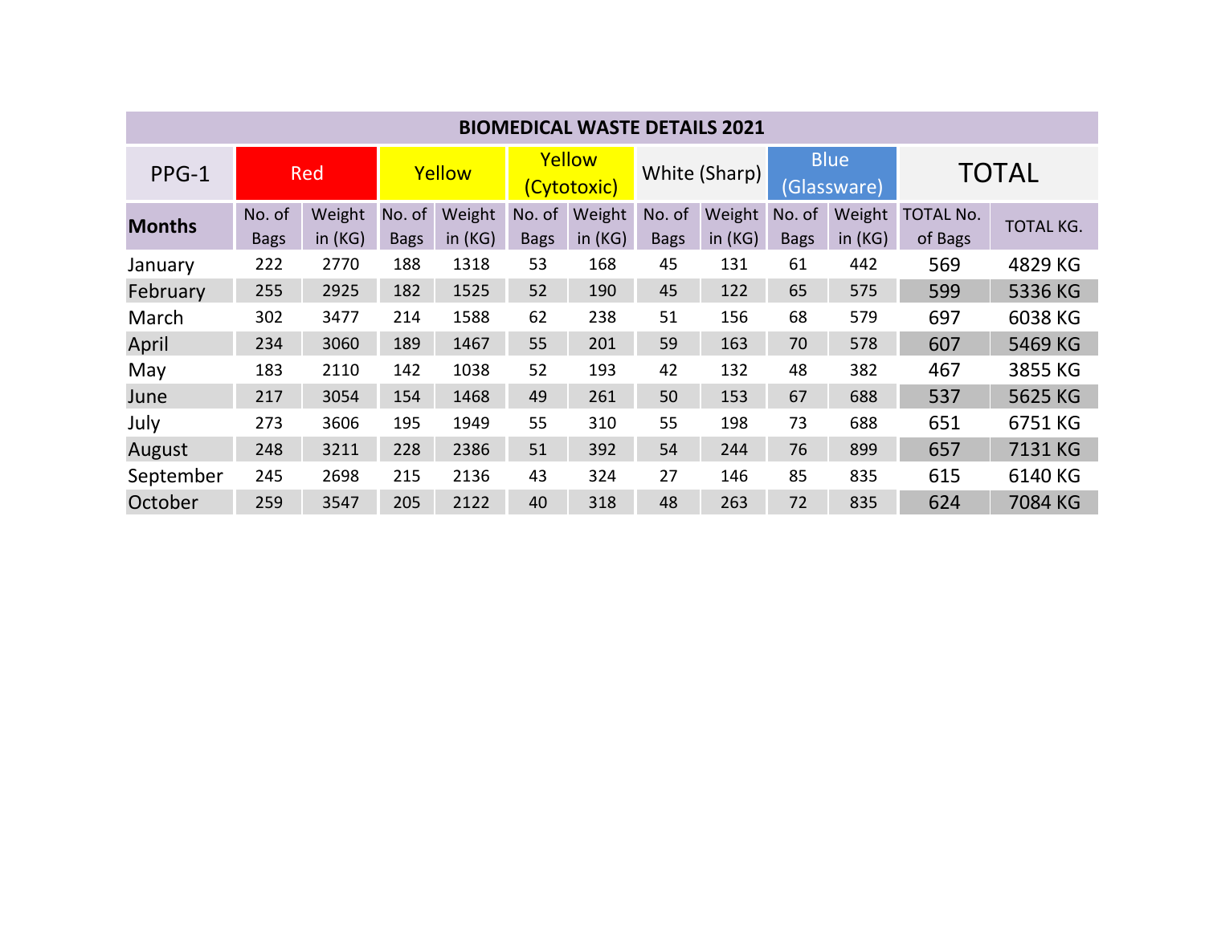| BIOMEDICAL WASTE DETAILS 2021 | | | | | | | | | | | | |
|---|---|---|---|---|---|---|---|---|---|---|---|---|
| PPG-1 | Red | | Yellow | | Yellow (Cytotoxic) | | White (Sharp) | | Blue (Glassware) | | TOTAL | |
| **Months** | No. of Bags | Weight in (KG) | No. of Bags | Weight in (KG) | No. of Bags | Weight in (KG) | No. of Bags | Weight in (KG) | No. of Bags | Weight in (KG) | TOTAL No. of Bags | TOTAL KG. |
| January | 222 | 2770 | 188 | 1318 | 53 | 168 | 45 | 131 | 61 | 442 | 569 | 4829 KG |
| February | 255 | 2925 | 182 | 1525 | 52 | 190 | 45 | 122 | 65 | 575 | 599 | 5336 KG |
| March | 302 | 3477 | 214 | 1588 | 62 | 238 | 51 | 156 | 68 | 579 | 697 | 6038 KG |
| April | 234 | 3060 | 189 | 1467 | 55 | 201 | 59 | 163 | 70 | 578 | 607 | 5469 KG |
| May | 183 | 2110 | 142 | 1038 | 52 | 193 | 42 | 132 | 48 | 382 | 467 | 3855 KG |
| June | 217 | 3054 | 154 | 1468 | 49 | 261 | 50 | 153 | 67 | 688 | 537 | 5625 KG |
| July | 273 | 3606 | 195 | 1949 | 55 | 310 | 55 | 198 | 73 | 688 | 651 | 6751 KG |
| August | 248 | 3211 | 228 | 2386 | 51 | 392 | 54 | 244 | 76 | 899 | 657 | 7131 KG |
| September | 245 | 2698 | 215 | 2136 | 43 | 324 | 27 | 146 | 85 | 835 | 615 | 6140 KG |
| October | 259 | 3547 | 205 | 2122 | 40 | 318 | 48 | 263 | 72 | 835 | 624 | 7084 KG |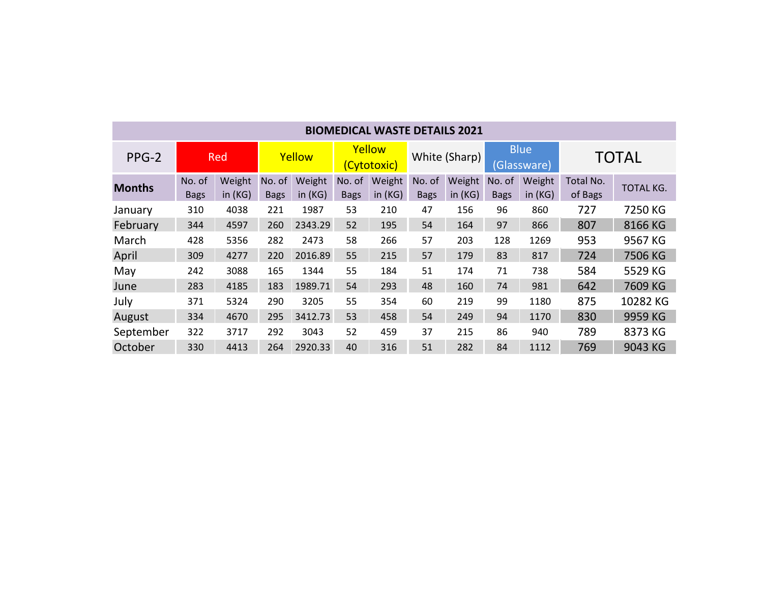| BIOMEDICAL WASTE DETAILS 2021 | | | | | | | | | | | | |
|---|---|---|---|---|---|---|---|---|---|---|---|---|
| PPG-2 | Red | | Yellow | | Yellow (Cytotoxic) | | White (Sharp) | | Blue (Glassware) | | TOTAL | |
| **Months** | No. of Bags | Weight in (KG) | No. of Bags | Weight in (KG) | No. of Bags | Weight in (KG) | No. of Bags | Weight in (KG) | No. of Bags | Weight in (KG) | Total No. of Bags | TOTAL KG. |
| January | 310 | 4038 | 221 | 1987 | 53 | 210 | 47 | 156 | 96 | 860 | 727 | 7250 KG |
| February | 344 | 4597 | 260 | 2343.29 | 52 | 195 | 54 | 164 | 97 | 866 | 807 | 8166 KG |
| March | 428 | 5356 | 282 | 2473 | 58 | 266 | 57 | 203 | 128 | 1269 | 953 | 9567 KG |
| April | 309 | 4277 | 220 | 2016.89 | 55 | 215 | 57 | 179 | 83 | 817 | 724 | 7506 KG |
| May | 242 | 3088 | 165 | 1344 | 55 | 184 | 51 | 174 | 71 | 738 | 584 | 5529 KG |
| June | 283 | 4185 | 183 | 1989.71 | 54 | 293 | 48 | 160 | 74 | 981 | 642 | 7609 KG |
| July | 371 | 5324 | 290 | 3205 | 55 | 354 | 60 | 219 | 99 | 1180 | 875 | 10282 KG |
| August | 334 | 4670 | 295 | 3412.73 | 53 | 458 | 54 | 249 | 94 | 1170 | 830 | 9959 KG |
| September | 322 | 3717 | 292 | 3043 | 52 | 459 | 37 | 215 | 86 | 940 | 789 | 8373 KG |
| October | 330 | 4413 | 264 | 2920.33 | 40 | 316 | 51 | 282 | 84 | 1112 | 769 | 9043 KG |